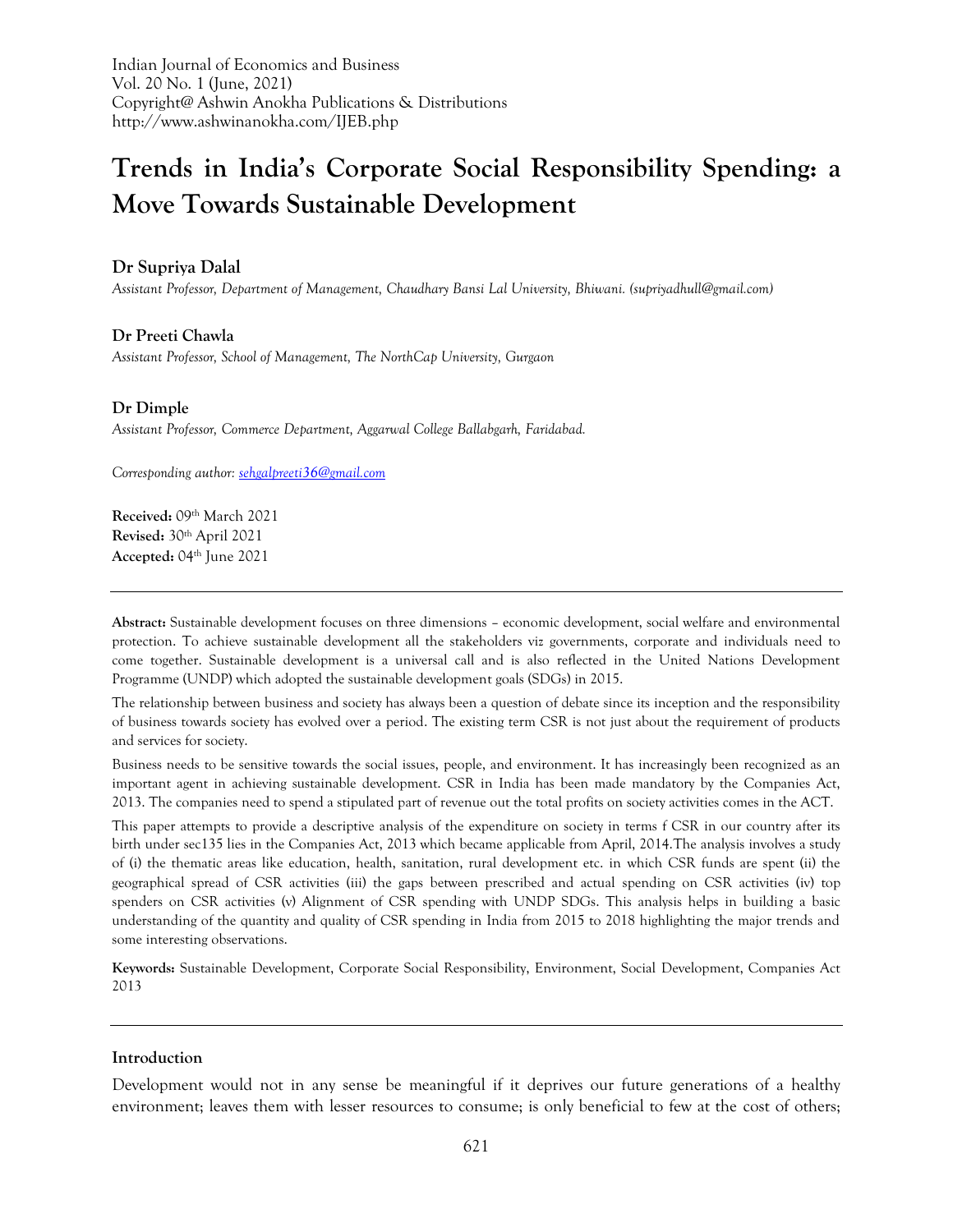Indian Journal of Economics and Business
Vol. 20 No. 1 (June, 2021)
Copyright@ Ashwin Anokha Publications & Distributions
http://www.ashwinanokha.com/IJEB.php

# Trends in India's Corporate Social Responsibility Spending: a Move Towards Sustainable Development

**Dr Supriya Dalal**

*Assistant Professor, Department of Management, Chaudhary Bansi Lal University, Bhiwani. (supriyadhull@gmail.com)*

**Dr Preeti Chawla**

*Assistant Professor, School of Management, The NorthCap University, Gurgaon*

**Dr Dimple**

*Assistant Professor, Commerce Department, Aggarwal College Ballabgarh, Faridabad.*

*Corresponding author: sehgalpreeti36@gmail.com*

**Received:** 09th March 2021
**Revised:** 30th April 2021
**Accepted:** 04th June 2021

---

**Abstract:** Sustainable development focuses on three dimensions – economic development, social welfare and environmental protection. To achieve sustainable development all the stakeholders viz governments, corporate and individuals need to come together. Sustainable development is a universal call and is also reflected in the United Nations Development Programme (UNDP) which adopted the sustainable development goals (SDGs) in 2015.

The relationship between business and society has always been a question of debate since its inception and the responsibility of business towards society has evolved over a period. The existing term CSR is not just about the requirement of products and services for society.

Business needs to be sensitive towards the social issues, people, and environment. It has increasingly been recognized as an important agent in achieving sustainable development. CSR in India has been made mandatory by the Companies Act, 2013. The companies need to spend a stipulated part of revenue out the total profits on society activities comes in the ACT.

This paper attempts to provide a descriptive analysis of the expenditure on society in terms f CSR in our country after its birth under sec135 lies in the Companies Act, 2013 which became applicable from April, 2014.The analysis involves a study of (i) the thematic areas like education, health, sanitation, rural development etc. in which CSR funds are spent (ii) the geographical spread of CSR activities (iii) the gaps between prescribed and actual spending on CSR activities (iv) top spenders on CSR activities (v) Alignment of CSR spending with UNDP SDGs. This analysis helps in building a basic understanding of the quantity and quality of CSR spending in India from 2015 to 2018 highlighting the major trends and some interesting observations.

**Keywords:** Sustainable Development, Corporate Social Responsibility, Environment, Social Development, Companies Act 2013

---

## Introduction

Development would not in any sense be meaningful if it deprives our future generations of a healthy environment; leaves them with lesser resources to consume; is only beneficial to few at the cost of others;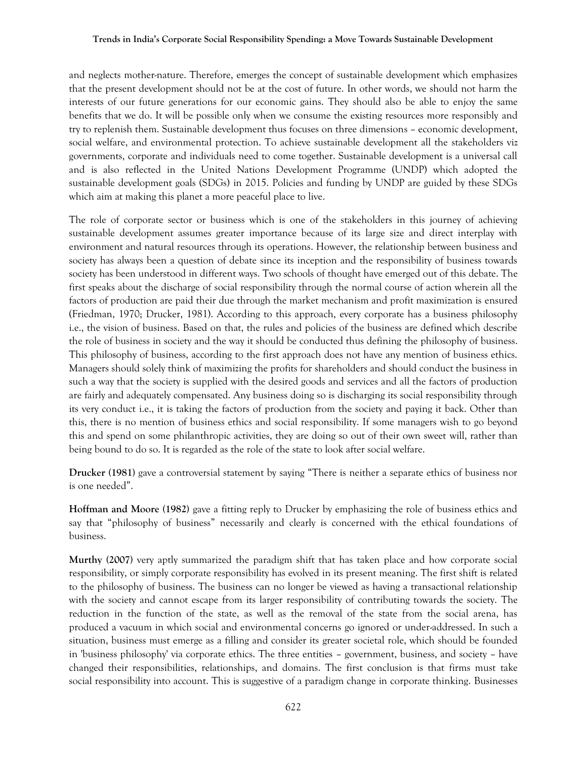and neglects mother-nature. Therefore, emerges the concept of sustainable development which emphasizes that the present development should not be at the cost of future. In other words, we should not harm the interests of our future generations for our economic gains. They should also be able to enjoy the same benefits that we do. It will be possible only when we consume the existing resources more responsibly and try to replenish them. Sustainable development thus focuses on three dimensions – economic development, social welfare, and environmental protection. To achieve sustainable development all the stakeholders viz governments, corporate and individuals need to come together. Sustainable development is a universal call and is also reflected in the United Nations Development Programme (UNDP) which adopted the sustainable development goals (SDGs) in 2015. Policies and funding by UNDP are guided by these SDGs which aim at making this planet a more peaceful place to live.

The role of corporate sector or business which is one of the stakeholders in this journey of achieving sustainable development assumes greater importance because of its large size and direct interplay with environment and natural resources through its operations. However, the relationship between business and society has always been a question of debate since its inception and the responsibility of business towards society has been understood in different ways. Two schools of thought have emerged out of this debate. The first speaks about the discharge of social responsibility through the normal course of action wherein all the factors of production are paid their due through the market mechanism and profit maximization is ensured (Friedman, 1970; Drucker, 1981). According to this approach, every corporate has a business philosophy i.e., the vision of business. Based on that, the rules and policies of the business are defined which describe the role of business in society and the way it should be conducted thus defining the philosophy of business. This philosophy of business, according to the first approach does not have any mention of business ethics. Managers should solely think of maximizing the profits for shareholders and should conduct the business in such a way that the society is supplied with the desired goods and services and all the factors of production are fairly and adequately compensated. Any business doing so is discharging its social responsibility through its very conduct i.e., it is taking the factors of production from the society and paying it back. Other than this, there is no mention of business ethics and social responsibility. If some managers wish to go beyond this and spend on some philanthropic activities, they are doing so out of their own sweet will, rather than being bound to do so. It is regarded as the role of the state to look after social welfare.

**Drucker (1981)** gave a controversial statement by saying "There is neither a separate ethics of business nor is one needed".

**Hoffman and Moore (1982)** gave a fitting reply to Drucker by emphasizing the role of business ethics and say that "philosophy of business" necessarily and clearly is concerned with the ethical foundations of business.

**Murthy (2007)** very aptly summarized the paradigm shift that has taken place and how corporate social responsibility, or simply corporate responsibility has evolved in its present meaning. The first shift is related to the philosophy of business. The business can no longer be viewed as having a transactional relationship with the society and cannot escape from its larger responsibility of contributing towards the society. The reduction in the function of the state, as well as the removal of the state from the social arena, has produced a vacuum in which social and environmental concerns go ignored or under-addressed. In such a situation, business must emerge as a filling and consider its greater societal role, which should be founded in 'business philosophy' via corporate ethics. The three entities – government, business, and society – have changed their responsibilities, relationships, and domains. The first conclusion is that firms must take social responsibility into account. This is suggestive of a paradigm change in corporate thinking. Businesses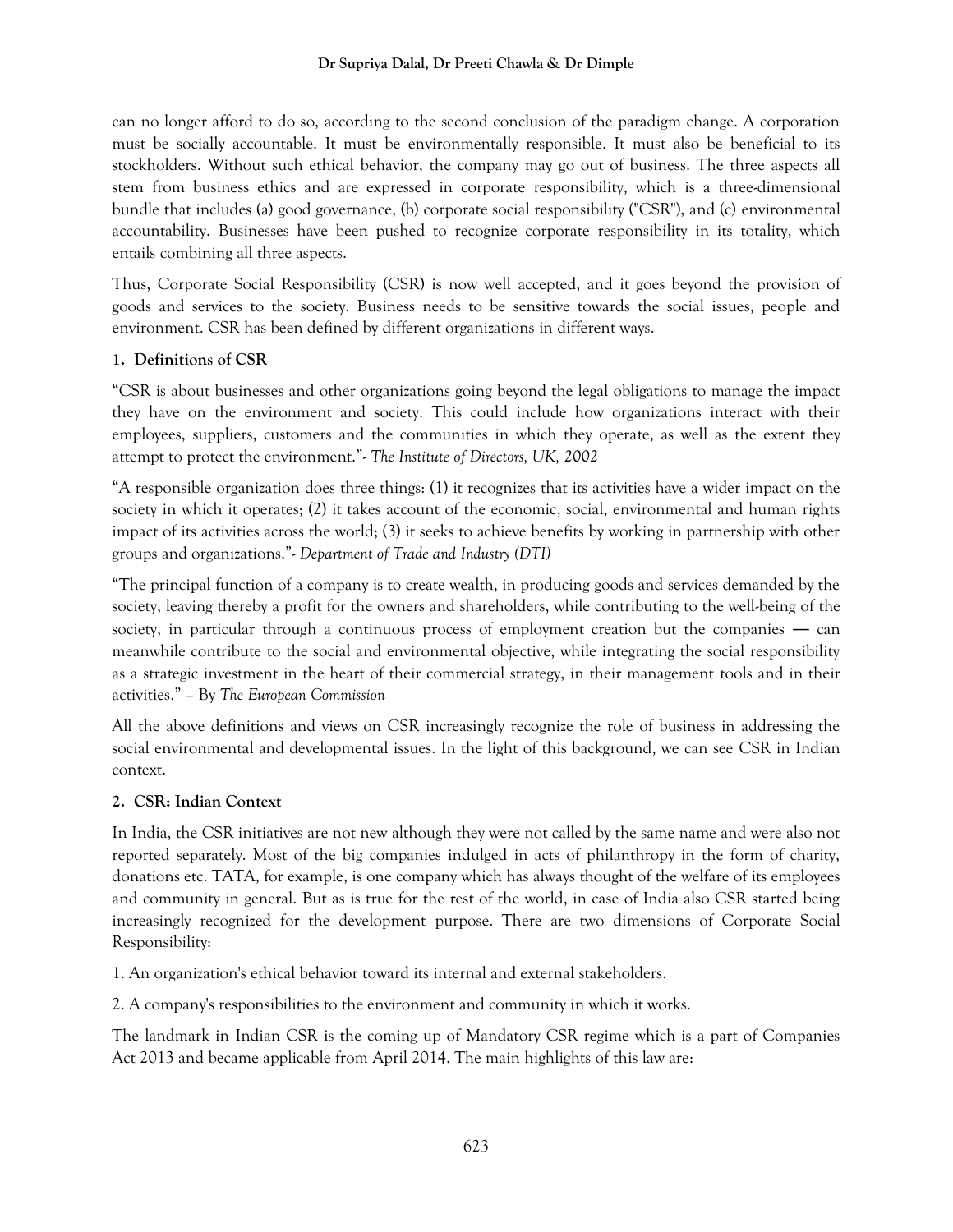can no longer afford to do so, according to the second conclusion of the paradigm change. A corporation must be socially accountable. It must be environmentally responsible. It must also be beneficial to its stockholders. Without such ethical behavior, the company may go out of business. The three aspects all stem from business ethics and are expressed in corporate responsibility, which is a three-dimensional bundle that includes (a) good governance, (b) corporate social responsibility ("CSR"), and (c) environmental accountability. Businesses have been pushed to recognize corporate responsibility in its totality, which entails combining all three aspects.

Thus, Corporate Social Responsibility (CSR) is now well accepted, and it goes beyond the provision of goods and services to the society. Business needs to be sensitive towards the social issues, people and environment. CSR has been defined by different organizations in different ways.

## 1. Definitions of CSR

"CSR is about businesses and other organizations going beyond the legal obligations to manage the impact they have on the environment and society. This could include how organizations interact with their employees, suppliers, customers and the communities in which they operate, as well as the extent they attempt to protect the environment."*- The Institute of Directors, UK, 2002*

"A responsible organization does three things: (1) it recognizes that its activities have a wider impact on the society in which it operates; (2) it takes account of the economic, social, environmental and human rights impact of its activities across the world; (3) it seeks to achieve benefits by working in partnership with other groups and organizations."*- Department of Trade and Industry (DTI)*

"The principal function of a company is to create wealth, in producing goods and services demanded by the society, leaving thereby a profit for the owners and shareholders, while contributing to the well-being of the society, in particular through a continuous process of employment creation but the companies — can meanwhile contribute to the social and environmental objective, while integrating the social responsibility as a strategic investment in the heart of their commercial strategy, in their management tools and in their activities." – By *The European Commission*

All the above definitions and views on CSR increasingly recognize the role of business in addressing the social environmental and developmental issues. In the light of this background, we can see CSR in Indian context.

## 2. CSR: Indian Context

In India, the CSR initiatives are not new although they were not called by the same name and were also not reported separately. Most of the big companies indulged in acts of philanthropy in the form of charity, donations etc. TATA, for example, is one company which has always thought of the welfare of its employees and community in general. But as is true for the rest of the world, in case of India also CSR started being increasingly recognized for the development purpose. There are two dimensions of Corporate Social Responsibility:

1. An organization's ethical behavior toward its internal and external stakeholders.

2. A company's responsibilities to the environment and community in which it works.

The landmark in Indian CSR is the coming up of Mandatory CSR regime which is a part of Companies Act 2013 and became applicable from April 2014. The main highlights of this law are: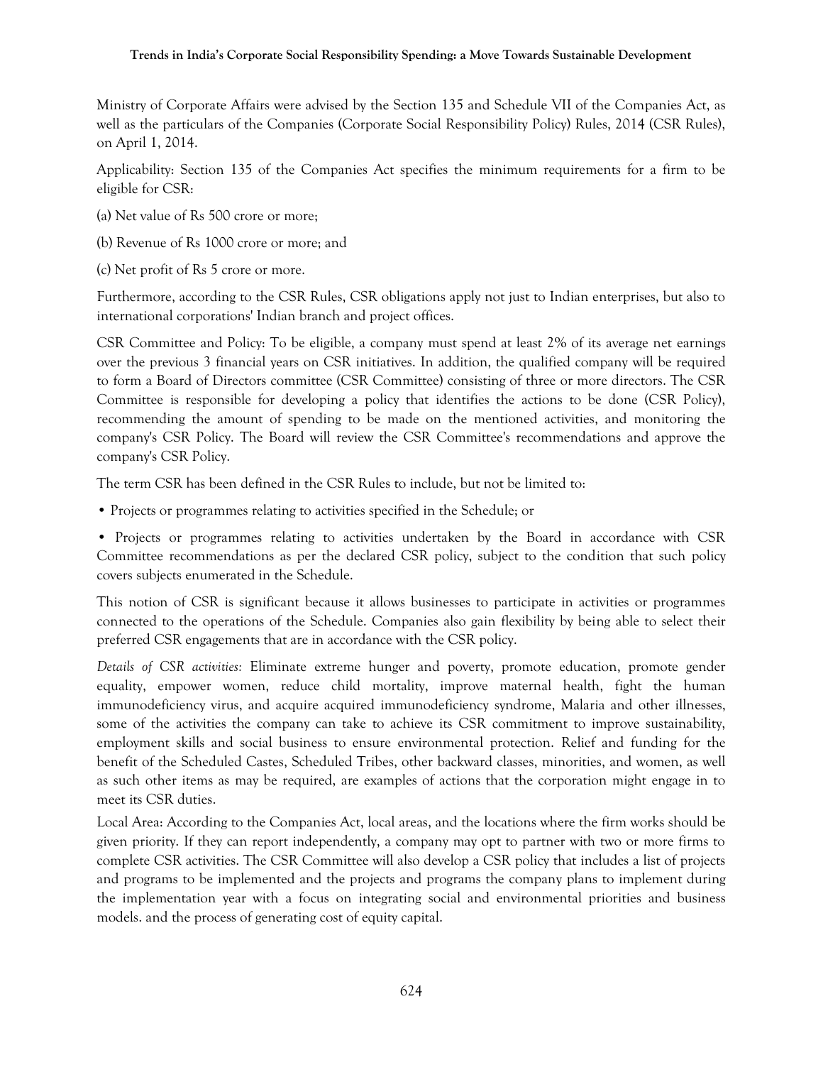Ministry of Corporate Affairs were advised by the Section 135 and Schedule VII of the Companies Act, as well as the particulars of the Companies (Corporate Social Responsibility Policy) Rules, 2014 (CSR Rules), on April 1, 2014.

Applicability: Section 135 of the Companies Act specifies the minimum requirements for a firm to be eligible for CSR:

(a) Net value of Rs 500 crore or more;

(b) Revenue of Rs 1000 crore or more; and

(c) Net profit of Rs 5 crore or more.

Furthermore, according to the CSR Rules, CSR obligations apply not just to Indian enterprises, but also to international corporations' Indian branch and project offices.

CSR Committee and Policy: To be eligible, a company must spend at least 2% of its average net earnings over the previous 3 financial years on CSR initiatives. In addition, the qualified company will be required to form a Board of Directors committee (CSR Committee) consisting of three or more directors. The CSR Committee is responsible for developing a policy that identifies the actions to be done (CSR Policy), recommending the amount of spending to be made on the mentioned activities, and monitoring the company's CSR Policy. The Board will review the CSR Committee's recommendations and approve the company's CSR Policy.

The term CSR has been defined in the CSR Rules to include, but not be limited to:

- Projects or programmes relating to activities specified in the Schedule; or
- Projects or programmes relating to activities undertaken by the Board in accordance with CSR Committee recommendations as per the declared CSR policy, subject to the condition that such policy covers subjects enumerated in the Schedule.

This notion of CSR is significant because it allows businesses to participate in activities or programmes connected to the operations of the Schedule. Companies also gain flexibility by being able to select their preferred CSR engagements that are in accordance with the CSR policy.

*Details of CSR activities:* Eliminate extreme hunger and poverty, promote education, promote gender equality, empower women, reduce child mortality, improve maternal health, fight the human immunodeficiency virus, and acquire acquired immunodeficiency syndrome, Malaria and other illnesses, some of the activities the company can take to achieve its CSR commitment to improve sustainability, employment skills and social business to ensure environmental protection. Relief and funding for the benefit of the Scheduled Castes, Scheduled Tribes, other backward classes, minorities, and women, as well as such other items as may be required, are examples of actions that the corporation might engage in to meet its CSR duties.

Local Area: According to the Companies Act, local areas, and the locations where the firm works should be given priority. If they can report independently, a company may opt to partner with two or more firms to complete CSR activities. The CSR Committee will also develop a CSR policy that includes a list of projects and programs to be implemented and the projects and programs the company plans to implement during the implementation year with a focus on integrating social and environmental priorities and business models. and the process of generating cost of equity capital.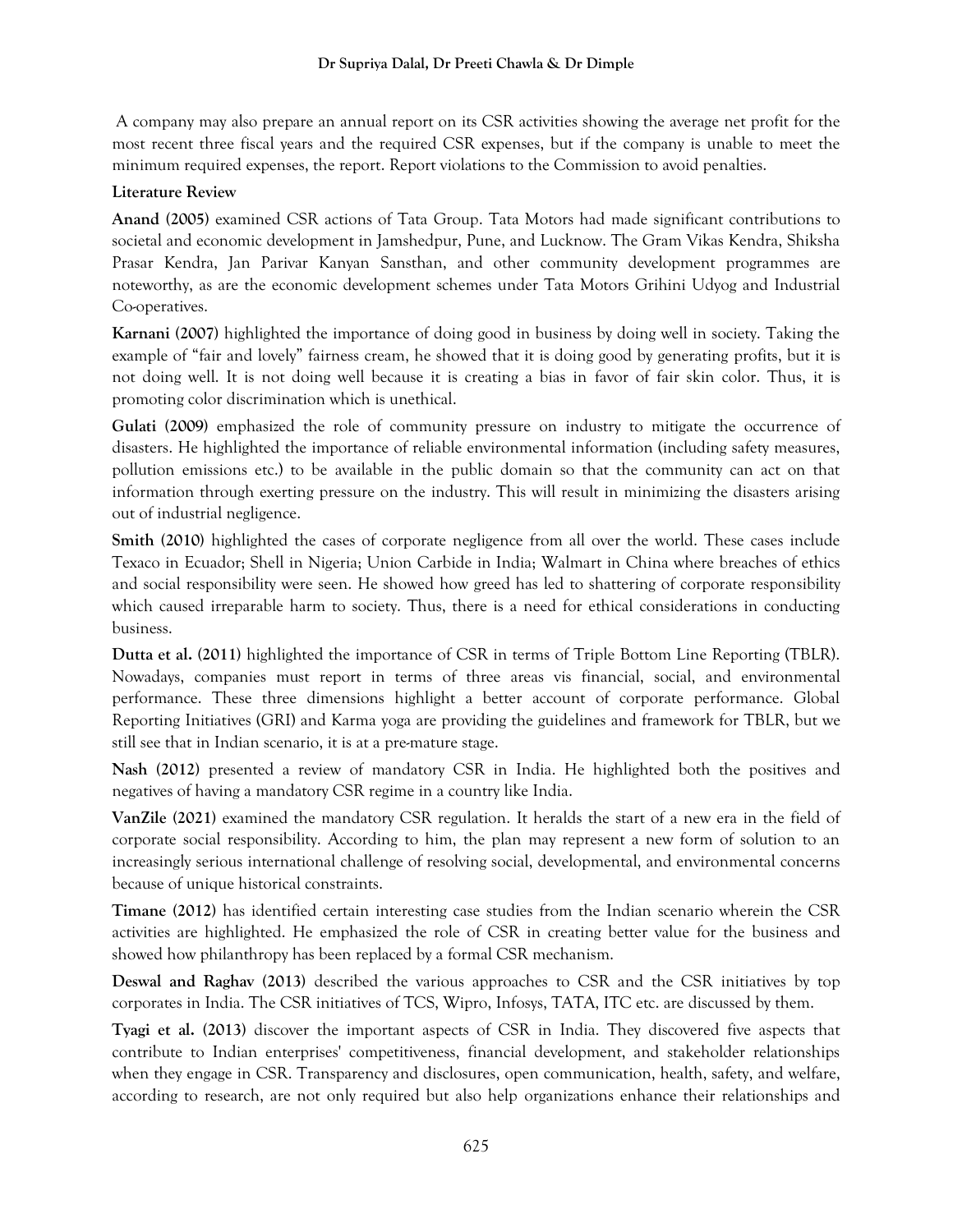A company may also prepare an annual report on its CSR activities showing the average net profit for the most recent three fiscal years and the required CSR expenses, but if the company is unable to meet the minimum required expenses, the report. Report violations to the Commission to avoid penalties.

**Literature Review**

**Anand (2005)** examined CSR actions of Tata Group. Tata Motors had made significant contributions to societal and economic development in Jamshedpur, Pune, and Lucknow. The Gram Vikas Kendra, Shiksha Prasar Kendra, Jan Parivar Kanyan Sansthan, and other community development programmes are noteworthy, as are the economic development schemes under Tata Motors Grihini Udyog and Industrial Co-operatives.

**Karnani (2007)** highlighted the importance of doing good in business by doing well in society. Taking the example of "fair and lovely" fairness cream, he showed that it is doing good by generating profits, but it is not doing well. It is not doing well because it is creating a bias in favor of fair skin color. Thus, it is promoting color discrimination which is unethical.

**Gulati (2009)** emphasized the role of community pressure on industry to mitigate the occurrence of disasters. He highlighted the importance of reliable environmental information (including safety measures, pollution emissions etc.) to be available in the public domain so that the community can act on that information through exerting pressure on the industry. This will result in minimizing the disasters arising out of industrial negligence.

**Smith (2010)** highlighted the cases of corporate negligence from all over the world. These cases include Texaco in Ecuador; Shell in Nigeria; Union Carbide in India; Walmart in China where breaches of ethics and social responsibility were seen. He showed how greed has led to shattering of corporate responsibility which caused irreparable harm to society. Thus, there is a need for ethical considerations in conducting business.

**Dutta et al. (2011)** highlighted the importance of CSR in terms of Triple Bottom Line Reporting (TBLR). Nowadays, companies must report in terms of three areas vis financial, social, and environmental performance. These three dimensions highlight a better account of corporate performance. Global Reporting Initiatives (GRI) and Karma yoga are providing the guidelines and framework for TBLR, but we still see that in Indian scenario, it is at a pre-mature stage.

**Nash (2012)** presented a review of mandatory CSR in India. He highlighted both the positives and negatives of having a mandatory CSR regime in a country like India.

**VanZile (2021)** examined the mandatory CSR regulation. It heralds the start of a new era in the field of corporate social responsibility. According to him, the plan may represent a new form of solution to an increasingly serious international challenge of resolving social, developmental, and environmental concerns because of unique historical constraints.

**Timane (2012)** has identified certain interesting case studies from the Indian scenario wherein the CSR activities are highlighted. He emphasized the role of CSR in creating better value for the business and showed how philanthropy has been replaced by a formal CSR mechanism.

**Deswal and Raghav (2013)** described the various approaches to CSR and the CSR initiatives by top corporates in India. The CSR initiatives of TCS, Wipro, Infosys, TATA, ITC etc. are discussed by them.

**Tyagi et al. (2013)** discover the important aspects of CSR in India. They discovered five aspects that contribute to Indian enterprises' competitiveness, financial development, and stakeholder relationships when they engage in CSR. Transparency and disclosures, open communication, health, safety, and welfare, according to research, are not only required but also help organizations enhance their relationships and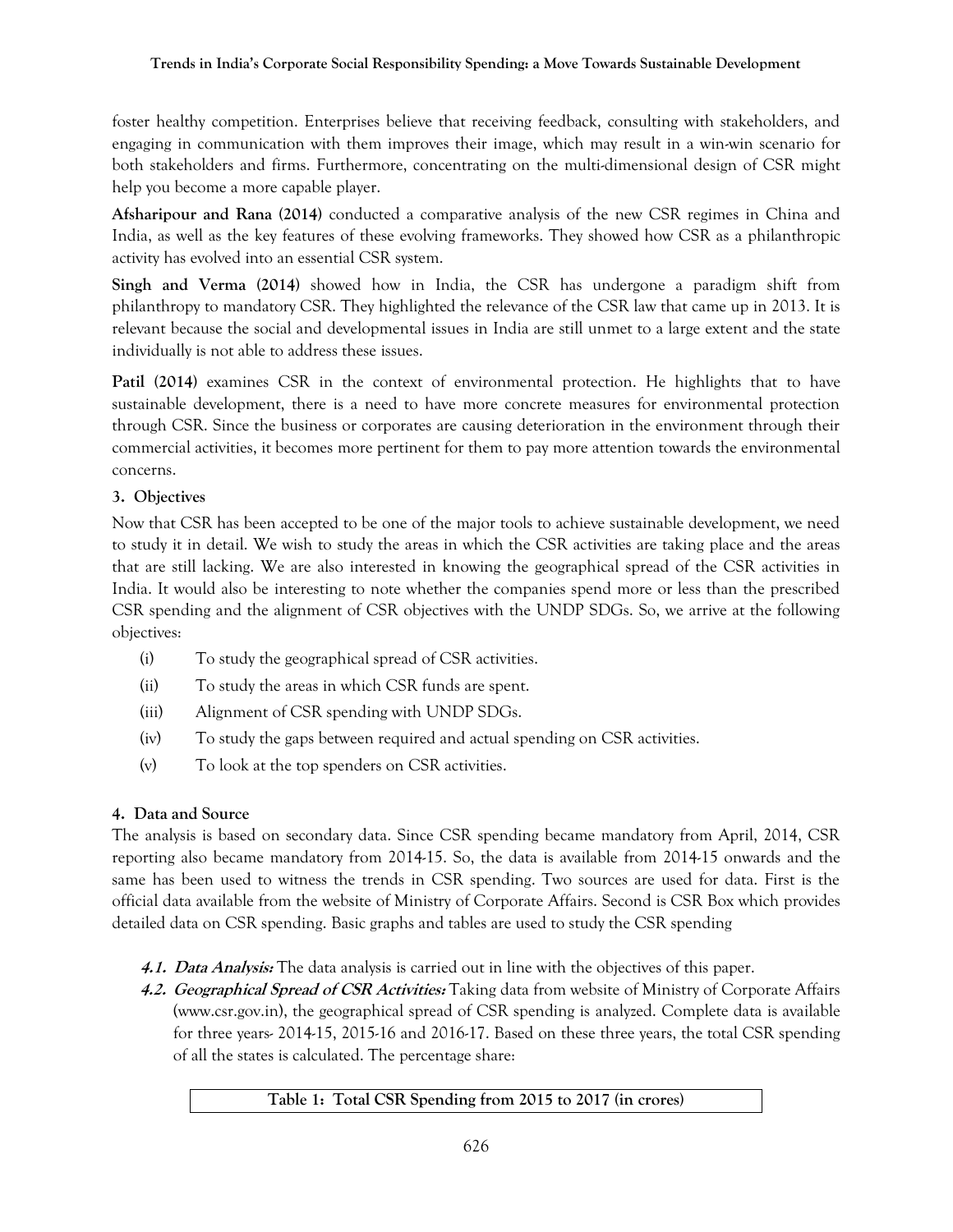foster healthy competition. Enterprises believe that receiving feedback, consulting with stakeholders, and engaging in communication with them improves their image, which may result in a win-win scenario for both stakeholders and firms. Furthermore, concentrating on the multi-dimensional design of CSR might help you become a more capable player.

**Afsharipour and Rana (2014)** conducted a comparative analysis of the new CSR regimes in China and India, as well as the key features of these evolving frameworks. They showed how CSR as a philanthropic activity has evolved into an essential CSR system.

**Singh and Verma (2014)** showed how in India, the CSR has undergone a paradigm shift from philanthropy to mandatory CSR. They highlighted the relevance of the CSR law that came up in 2013. It is relevant because the social and developmental issues in India are still unmet to a large extent and the state individually is not able to address these issues.

**Patil (2014)** examines CSR in the context of environmental protection. He highlights that to have sustainable development, there is a need to have more concrete measures for environmental protection through CSR. Since the business or corporates are causing deterioration in the environment through their commercial activities, it becomes more pertinent for them to pay more attention towards the environmental concerns.

## 3. Objectives

Now that CSR has been accepted to be one of the major tools to achieve sustainable development, we need to study it in detail. We wish to study the areas in which the CSR activities are taking place and the areas that are still lacking. We are also interested in knowing the geographical spread of the CSR activities in India. It would also be interesting to note whether the companies spend more or less than the prescribed CSR spending and the alignment of CSR objectives with the UNDP SDGs. So, we arrive at the following objectives:

(i) To study the geographical spread of CSR activities.

(ii) To study the areas in which CSR funds are spent.

(iii) Alignment of CSR spending with UNDP SDGs.

(iv) To study the gaps between required and actual spending on CSR activities.

(v) To look at the top spenders on CSR activities.

## 4. Data and Source

The analysis is based on secondary data. Since CSR spending became mandatory from April, 2014, CSR reporting also became mandatory from 2014-15. So, the data is available from 2014-15 onwards and the same has been used to witness the trends in CSR spending. Two sources are used for data. First is the official data available from the website of Ministry of Corporate Affairs. Second is CSR Box which provides detailed data on CSR spending. Basic graphs and tables are used to study the CSR spending

***4.1. Data Analysis:*** The data analysis is carried out in line with the objectives of this paper.

***4.2. Geographical Spread of CSR Activities:*** Taking data from website of Ministry of Corporate Affairs (www.csr.gov.in), the geographical spread of CSR spending is analyzed. Complete data is available for three years- 2014-15, 2015-16 and 2016-17. Based on these three years, the total CSR spending of all the states is calculated. The percentage share:

**Table 1: Total CSR Spending from 2015 to 2017 (in crores)**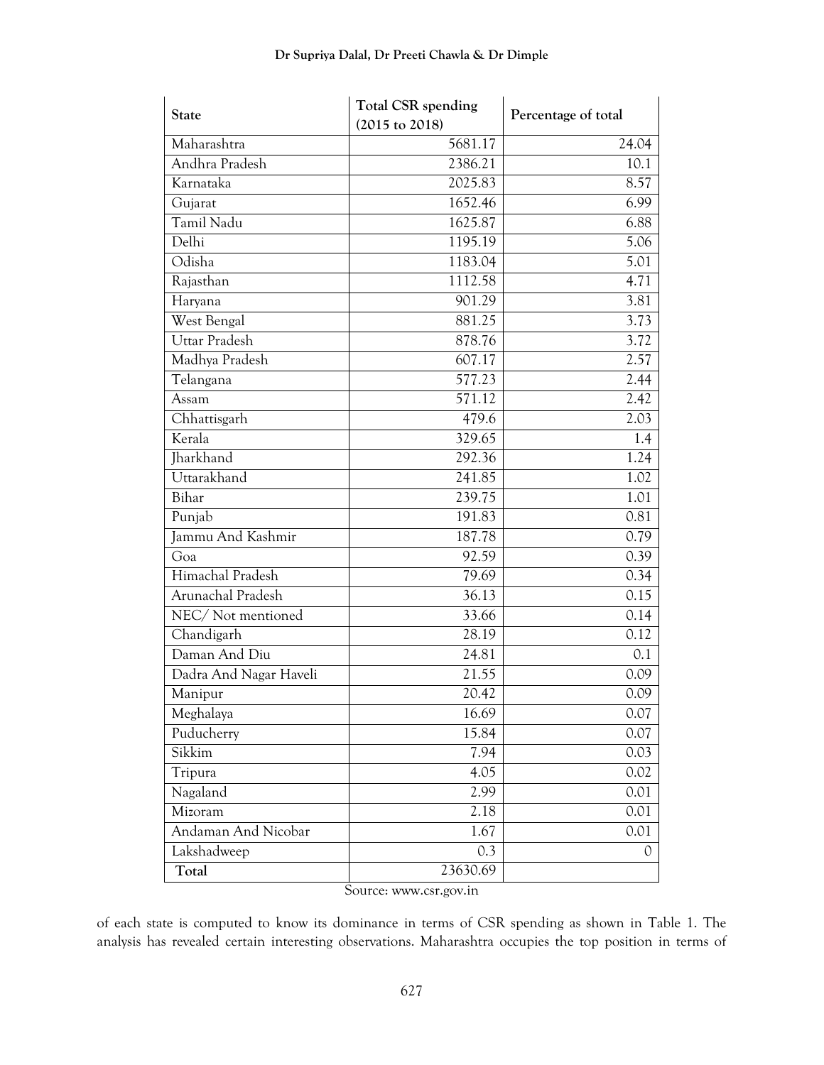| State | Total CSR spending (2015 to 2018) | Percentage of total |
|---|---|---|
| Maharashtra | 5681.17 | 24.04 |
| Andhra Pradesh | 2386.21 | 10.1 |
| Karnataka | 2025.83 | 8.57 |
| Gujarat | 1652.46 | 6.99 |
| Tamil Nadu | 1625.87 | 6.88 |
| Delhi | 1195.19 | 5.06 |
| Odisha | 1183.04 | 5.01 |
| Rajasthan | 1112.58 | 4.71 |
| Haryana | 901.29 | 3.81 |
| West Bengal | 881.25 | 3.73 |
| Uttar Pradesh | 878.76 | 3.72 |
| Madhya Pradesh | 607.17 | 2.57 |
| Telangana | 577.23 | 2.44 |
| Assam | 571.12 | 2.42 |
| Chhattisgarh | 479.6 | 2.03 |
| Kerala | 329.65 | 1.4 |
| Jharkhand | 292.36 | 1.24 |
| Uttarakhand | 241.85 | 1.02 |
| Bihar | 239.75 | 1.01 |
| Punjab | 191.83 | 0.81 |
| Jammu And Kashmir | 187.78 | 0.79 |
| Goa | 92.59 | 0.39 |
| Himachal Pradesh | 79.69 | 0.34 |
| Arunachal Pradesh | 36.13 | 0.15 |
| NEC/ Not mentioned | 33.66 | 0.14 |
| Chandigarh | 28.19 | 0.12 |
| Daman And Diu | 24.81 | 0.1 |
| Dadra And Nagar Haveli | 21.55 | 0.09 |
| Manipur | 20.42 | 0.09 |
| Meghalaya | 16.69 | 0.07 |
| Puducherry | 15.84 | 0.07 |
| Sikkim | 7.94 | 0.03 |
| Tripura | 4.05 | 0.02 |
| Nagaland | 2.99 | 0.01 |
| Mizoram | 2.18 | 0.01 |
| Andaman And Nicobar | 1.67 | 0.01 |
| Lakshadweep | 0.3 | 0 |
| **Total** | 23630.69 | |

Source: www.csr.gov.in

of each state is computed to know its dominance in terms of CSR spending as shown in Table 1. The analysis has revealed certain interesting observations. Maharashtra occupies the top position in terms of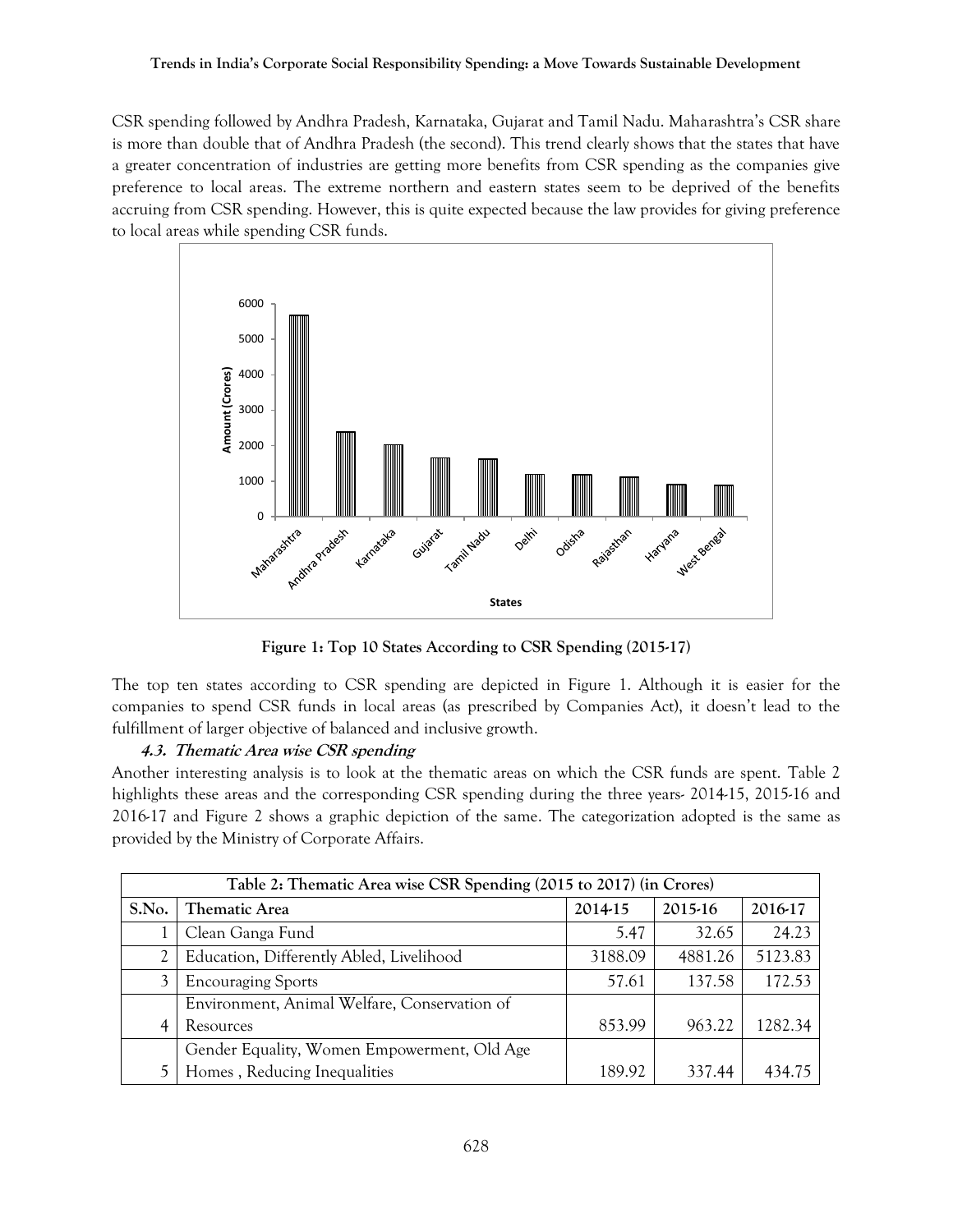CSR spending followed by Andhra Pradesh, Karnataka, Gujarat and Tamil Nadu. Maharashtra's CSR share is more than double that of Andhra Pradesh (the second). This trend clearly shows that the states that have a greater concentration of industries are getting more benefits from CSR spending as the companies give preference to local areas. The extreme northern and eastern states seem to be deprived of the benefits accruing from CSR spending. However, this is quite expected because the law provides for giving preference to local areas while spending CSR funds.

**Figure 1: Top 10 States According to CSR Spending (2015-17)**

The top ten states according to CSR spending are depicted in Figure 1. Although it is easier for the companies to spend CSR funds in local areas (as prescribed by Companies Act), it doesn't lead to the fulfillment of larger objective of balanced and inclusive growth.

### 4.3. *Thematic Area wise CSR spending*

Another interesting analysis is to look at the thematic areas on which the CSR funds are spent. Table 2 highlights these areas and the corresponding CSR spending during the three years- 2014-15, 2015-16 and 2016-17 and Figure 2 shows a graphic depiction of the same. The categorization adopted is the same as provided by the Ministry of Corporate Affairs.

**Table 2: Thematic Area wise CSR Spending (2015 to 2017) (in Crores)**

| S.No. | Thematic Area | 2014-15 | 2015-16 | 2016-17 |
|---|---|---|---|---|
| 1 | Clean Ganga Fund | 5.47 | 32.65 | 24.23 |
| 2 | Education, Differently Abled, Livelihood | 3188.09 | 4881.26 | 5123.83 |
| 3 | Encouraging Sports | 57.61 | 137.58 | 172.53 |
| 4 | Environment, Animal Welfare, Conservation of Resources | 853.99 | 963.22 | 1282.34 |
| 5 | Gender Equality, Women Empowerment, Old Age Homes , Reducing Inequalities | 189.92 | 337.44 | 434.75 |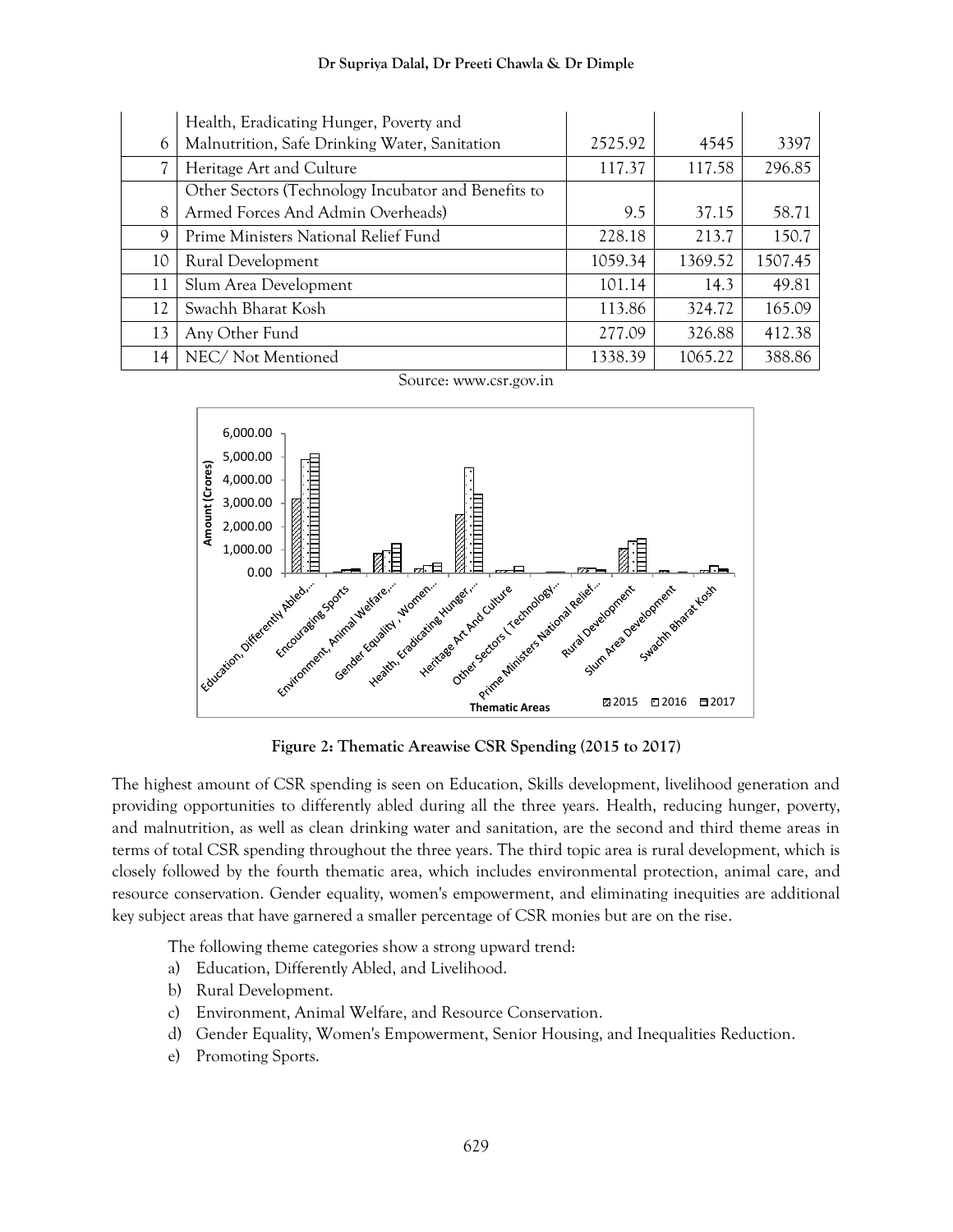| | | | | |
|---|---|---|---|---|
| 6 | Health, Eradicating Hunger, Poverty and Malnutrition, Safe Drinking Water, Sanitation | 2525.92 | 4545 | 3397 |
| 7 | Heritage Art and Culture | 117.37 | 117.58 | 296.85 |
| 8 | Other Sectors (Technology Incubator and Benefits to Armed Forces And Admin Overheads) | 9.5 | 37.15 | 58.71 |
| 9 | Prime Ministers National Relief Fund | 228.18 | 213.7 | 150.7 |
| 10 | Rural Development | 1059.34 | 1369.52 | 1507.45 |
| 11 | Slum Area Development | 101.14 | 14.3 | 49.81 |
| 12 | Swachh Bharat Kosh | 113.86 | 324.72 | 165.09 |
| 13 | Any Other Fund | 277.09 | 326.88 | 412.38 |
| 14 | NEC/ Not Mentioned | 1338.39 | 1065.22 | 388.86 |

Source: www.csr.gov.in

**Figure 2: Thematic Areawise CSR Spending (2015 to 2017)**

The highest amount of CSR spending is seen on Education, Skills development, livelihood generation and providing opportunities to differently abled during all the three years. Health, reducing hunger, poverty, and malnutrition, as well as clean drinking water and sanitation, are the second and third theme areas in terms of total CSR spending throughout the three years. The third topic area is rural development, which is closely followed by the fourth thematic area, which includes environmental protection, animal care, and resource conservation. Gender equality, women's empowerment, and eliminating inequities are additional key subject areas that have garnered a smaller percentage of CSR monies but are on the rise.

The following theme categories show a strong upward trend:

a) Education, Differently Abled, and Livelihood.
b) Rural Development.
c) Environment, Animal Welfare, and Resource Conservation.
d) Gender Equality, Women's Empowerment, Senior Housing, and Inequalities Reduction.
e) Promoting Sports.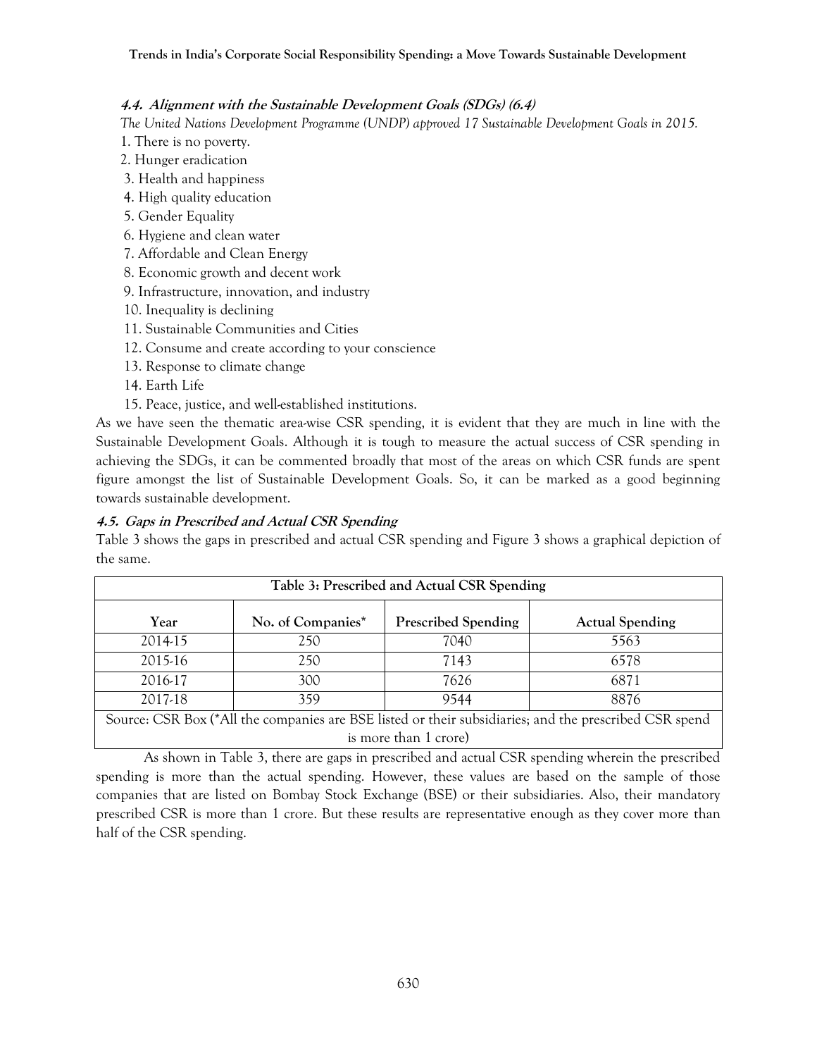#### *4.4. Alignment with the Sustainable Development Goals (SDGs) (6.4)*

*The United Nations Development Programme (UNDP) approved 17 Sustainable Development Goals in 2015.*

1. There is no poverty.
2. Hunger eradication
3. Health and happiness
4. High quality education
5. Gender Equality
6. Hygiene and clean water
7. Affordable and Clean Energy
8. Economic growth and decent work
9. Infrastructure, innovation, and industry
10. Inequality is declining
11. Sustainable Communities and Cities
12. Consume and create according to your conscience
13. Response to climate change
14. Earth Life
15. Peace, justice, and well-established institutions.

As we have seen the thematic area-wise CSR spending, it is evident that they are much in line with the Sustainable Development Goals. Although it is tough to measure the actual success of CSR spending in achieving the SDGs, it can be commented broadly that most of the areas on which CSR funds are spent figure amongst the list of Sustainable Development Goals. So, it can be marked as a good beginning towards sustainable development.

#### *4.5. Gaps in Prescribed and Actual CSR Spending*

Table 3 shows the gaps in prescribed and actual CSR spending and Figure 3 shows a graphical depiction of the same.

**Table 3: Prescribed and Actual CSR Spending**

| Year | No. of Companies* | Prescribed Spending | Actual Spending |
|---|---|---|---|
| 2014-15 | 250 | 7040 | 5563 |
| 2015-16 | 250 | 7143 | 6578 |
| 2016-17 | 300 | 7626 | 6871 |
| 2017-18 | 359 | 9544 | 8876 |

Source: CSR Box (*All the companies are BSE listed or their subsidiaries; and the prescribed CSR spend is more than 1 crore)

As shown in Table 3, there are gaps in prescribed and actual CSR spending wherein the prescribed spending is more than the actual spending. However, these values are based on the sample of those companies that are listed on Bombay Stock Exchange (BSE) or their subsidiaries. Also, their mandatory prescribed CSR is more than 1 crore. But these results are representative enough as they cover more than half of the CSR spending.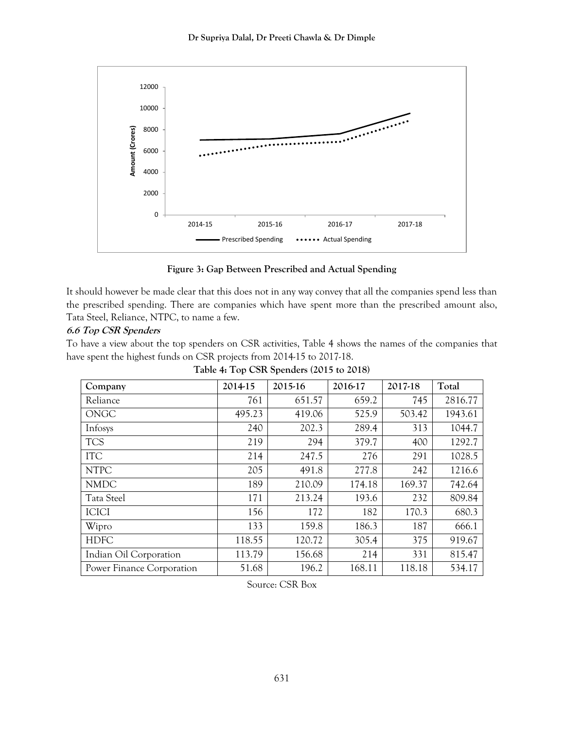Figure 3: Gap Between Prescribed and Actual Spending

It should however be made clear that this does not in any way convey that all the companies spend less than the prescribed spending. There are companies which have spent more than the prescribed amount also, Tata Steel, Reliance, NTPC, to name a few.

### *6.6 Top CSR Spenders*

To have a view about the top spenders on CSR activities, Table 4 shows the names of the companies that have spent the highest funds on CSR projects from 2014-15 to 2017-18.

**Table 4: Top CSR Spenders (2015 to 2018)**

| Company | 2014-15 | 2015-16 | 2016-17 | 2017-18 | Total |
|---|---|---|---|---|---|
| Reliance | 761 | 651.57 | 659.2 | 745 | 2816.77 |
| ONGC | 495.23 | 419.06 | 525.9 | 503.42 | 1943.61 |
| Infosys | 240 | 202.3 | 289.4 | 313 | 1044.7 |
| TCS | 219 | 294 | 379.7 | 400 | 1292.7 |
| ITC | 214 | 247.5 | 276 | 291 | 1028.5 |
| NTPC | 205 | 491.8 | 277.8 | 242 | 1216.6 |
| NMDC | 189 | 210.09 | 174.18 | 169.37 | 742.64 |
| Tata Steel | 171 | 213.24 | 193.6 | 232 | 809.84 |
| ICICI | 156 | 172 | 182 | 170.3 | 680.3 |
| Wipro | 133 | 159.8 | 186.3 | 187 | 666.1 |
| HDFC | 118.55 | 120.72 | 305.4 | 375 | 919.67 |
| Indian Oil Corporation | 113.79 | 156.68 | 214 | 331 | 815.47 |
| Power Finance Corporation | 51.68 | 196.2 | 168.11 | 118.18 | 534.17 |

Source: CSR Box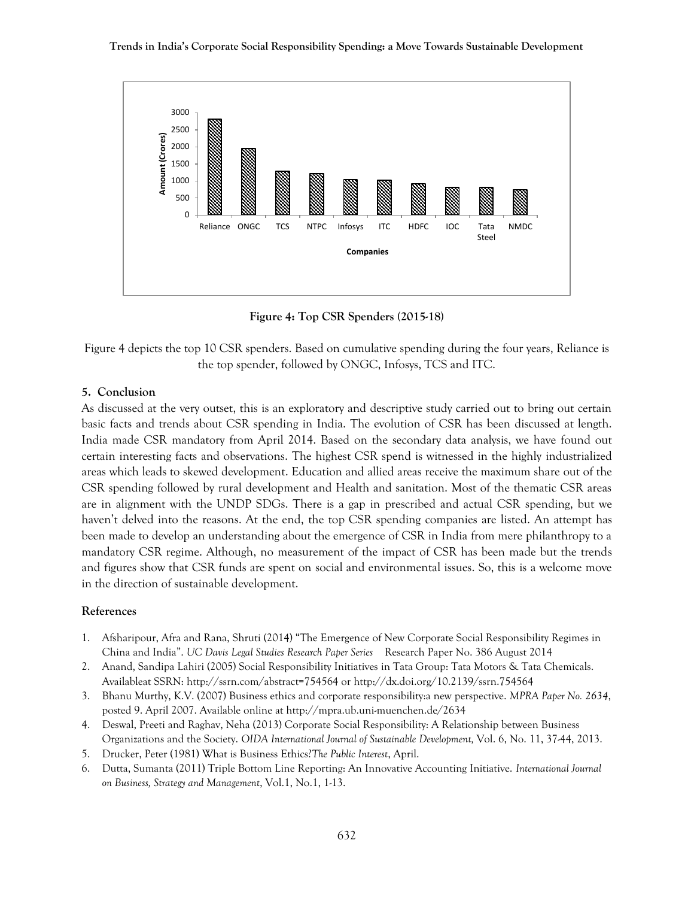Figure 4: Top CSR Spenders (2015-18)

Figure 4 depicts the top 10 CSR spenders. Based on cumulative spending during the four years, Reliance is the top spender, followed by ONGC, Infosys, TCS and ITC.

## 5. Conclusion

As discussed at the very outset, this is an exploratory and descriptive study carried out to bring out certain basic facts and trends about CSR spending in India. The evolution of CSR has been discussed at length. India made CSR mandatory from April 2014. Based on the secondary data analysis, we have found out certain interesting facts and observations. The highest CSR spend is witnessed in the highly industrialized areas which leads to skewed development. Education and allied areas receive the maximum share out of the CSR spending followed by rural development and Health and sanitation. Most of the thematic CSR areas are in alignment with the UNDP SDGs. There is a gap in prescribed and actual CSR spending, but we haven't delved into the reasons. At the end, the top CSR spending companies are listed. An attempt has been made to develop an understanding about the emergence of CSR in India from mere philanthropy to a mandatory CSR regime. Although, no measurement of the impact of CSR has been made but the trends and figures show that CSR funds are spent on social and environmental issues. So, this is a welcome move in the direction of sustainable development.

## References

1. Afsharipour, Afra and Rana, Shruti (2014) "The Emergence of New Corporate Social Responsibility Regimes in China and India". *UC Davis Legal Studies Research Paper Series* Research Paper No. 386 August 2014
2. Anand, Sandipa Lahiri (2005) Social Responsibility Initiatives in Tata Group: Tata Motors & Tata Chemicals. Availableat SSRN: http://ssrn.com/abstract=754564 or http://dx.doi.org/10.2139/ssrn.754564
3. Bhanu Murthy, K.V. (2007) Business ethics and corporate responsibility:a new perspective. *MPRA Paper No. 2634*, posted 9. April 2007. Available online at http://mpra.ub.uni-muenchen.de/2634
4. Deswal, Preeti and Raghav, Neha (2013) Corporate Social Responsibility: A Relationship between Business Organizations and the Society. *OIDA International Journal of Sustainable Development,* Vol. 6, No. 11, 37-44, 2013.
5. Drucker, Peter (1981) What is Business Ethics?*The Public Interest*, April.
6. Dutta, Sumanta (2011) Triple Bottom Line Reporting: An Innovative Accounting Initiative. *International Journal on Business, Strategy and Management*, Vol.1, No.1, 1-13.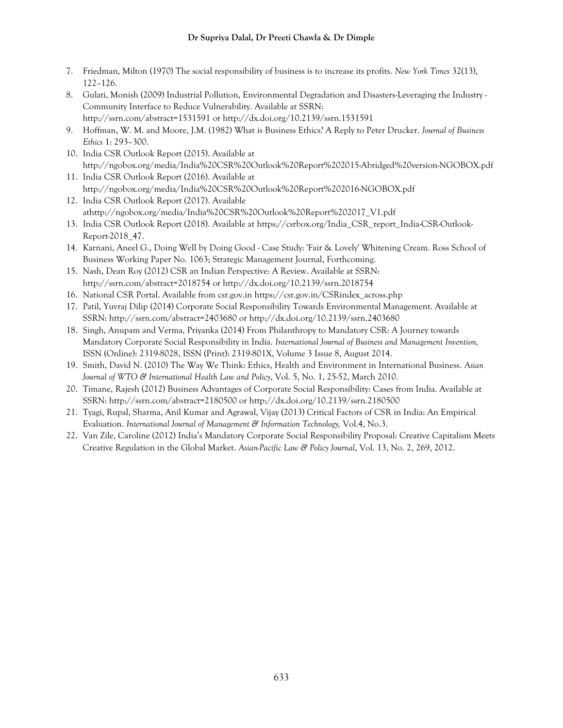7. Friedman, Milton (1970) The social responsibility of business is to increase its profits. *New York Times* 32(13), 122–126.
8. Gulati, Monish (2009) Industrial Pollution, Environmental Degradation and Disasters-Leveraging the Industry - Community Interface to Reduce Vulnerability. Available at SSRN: http://ssrn.com/abstract=1531591 or http://dx.doi.org/10.2139/ssrn.1531591
9. Hoffman, W. M. and Moore, J.M. (1982) What is Business Ethics? A Reply to Peter Drucker. *Journal of Business Ethics* 1: 293–300.
10. India CSR Outlook Report (2015). Available at http://ngobox.org/media/India%20CSR%20Outlook%20Report%202015-Abridged%20version-NGOBOX.pdf
11. India CSR Outlook Report (2016). Available at http://ngobox.org/media/India%20CSR%20Outlook%20Report%202016-NGOBOX.pdf
12. India CSR Outlook Report (2017). Available athttp://ngobox.org/media/India%20CSR%20Outlook%20Report%202017_V1.pdf
13. India CSR Outlook Report (2018). Available at https://csrbox.org/India_CSR_report_India-CSR-Outlook-Report-2018_47.
14. Karnani, Aneel G., Doing Well by Doing Good - Case Study: 'Fair & Lovely' Whitening Cream. Ross School of Business Working Paper No. 1063; Strategic Management Journal, Forthcoming.
15. Nash, Dean Roy (2012) CSR an Indian Perspective: A Review. Available at SSRN: http://ssrn.com/abstract=2018754 or http://dx.doi.org/10.2139/ssrn.2018754
16. National CSR Portal. Available from csr.gov.in https://csr.gov.in/CSRindex_across.php
17. Patil, Yuvraj Dilip (2014) Corporate Social Responsibility Towards Environmental Management. Available at SSRN: http://ssrn.com/abstract=2403680 or http://dx.doi.org/10.2139/ssrn.2403680
18. Singh, Anupam and Verma, Priyanka (2014) From Philanthropy to Mandatory CSR: A Journey towards Mandatory Corporate Social Responsibility in India. *International Journal of Business and Management Invention,* ISSN (Online): 2319-8028, ISSN (Print): 2319-801X, Volume 3 Issue 8, August 2014.
19. Smith, David N. (2010) The Way We Think: Ethics, Health and Environment in International Business. *Asian Journal of WTO & International Health Law and Policy*, Vol. 5, No. 1, 25-52, March 2010.
20. Timane, Rajesh (2012) Business Advantages of Corporate Social Responsibility: Cases from India. Available at SSRN: http://ssrn.com/abstract=2180500 or http://dx.doi.org/10.2139/ssrn.2180500
21. Tyagi, Rupal, Sharma, Anil Kumar and Agrawal, Vijay (2013) Critical Factors of CSR in India: An Empirical Evaluation. *International Journal of Management & Information Technology,* Vol.4, No.3.
22. Van Zile, Caroline (2012) India's Mandatory Corporate Social Responsibility Proposal: Creative Capitalism Meets Creative Regulation in the Global Market. *Asian-Pacific Law & Policy Journal*, Vol. 13, No. 2, 269, 2012.